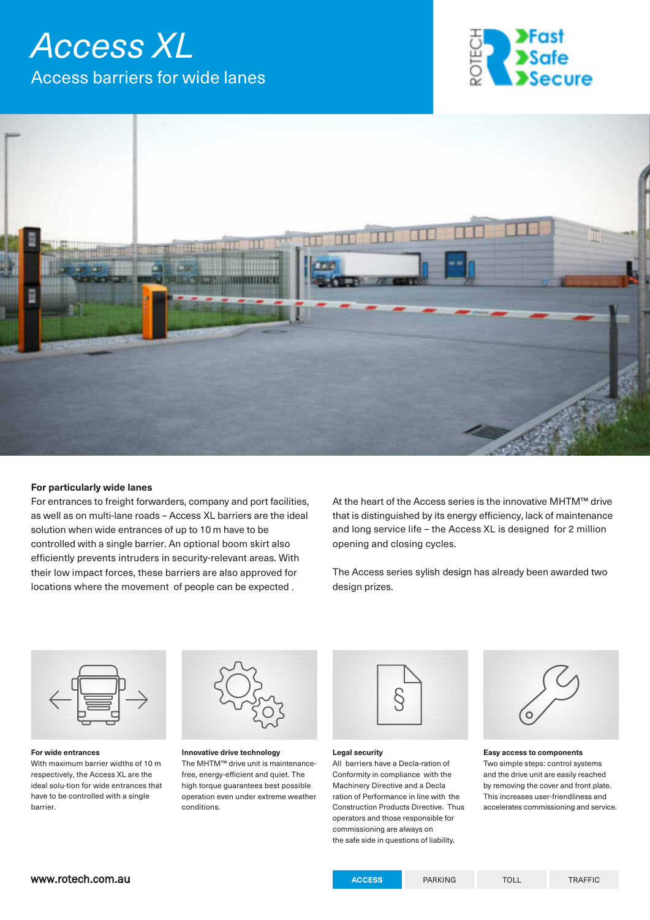# Access XL

## Access barriers for wide lanes

ROTECH
Fast
Safe
Secure

### For particularly wide lanes

For entrances to freight forwarders, company and port facilities, as well as on multi-lane roads – Access XL barriers are the ideal solution when wide entrances of up to 10 m have to be controlled with a single barrier. An optional boom skirt also efficiently prevents intruders in security-relevant areas. With their low impact forces, these barriers are also approved for locations where the movement of people can be expected .

At the heart of the Access series is the innovative MHTM™ drive that is distinguished by its energy efficiency, lack of maintenance and long service life – the Access XL is designed for 2 million opening and closing cycles.

The Access series sylish design has already been awarded two design prizes.

**For wide entrances**
With maximum barrier widths of 10 m respectively, the Access XL are the ideal solu-tion for wide entrances that have to be controlled with a single barrier.

**Innovative drive technology**
The MHTM™ drive unit is maintenance-free, energy-efficient and quiet. The high torque guarantees best possible operation even under extreme weather conditions.

**Legal security**
All barriers have a Decla-ration of Conformity in compliance with the Machinery Directive and a Decla ration of Performance in line with the Construction Products Directive. Thus operators and those responsible for commissioning are always on the safe side in questions of liability.

**Easy access to components**
Two simple steps: control systems and the drive unit are easily reached by removing the cover and front plate. This increases user-friendliness and accelerates commissioning and service.

www.rotech.com.au

ACCESS | PARKING | TOLL | TRAFFIC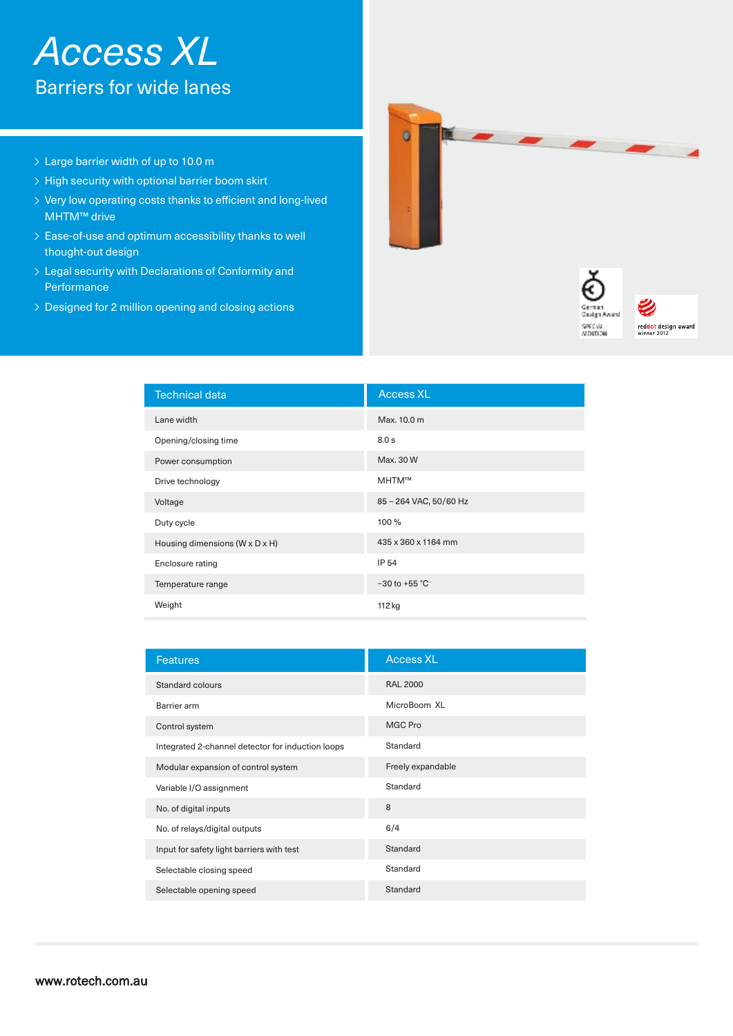# Access XL

## Barriers for wide lanes

- Large barrier width of up to 10.0 m
- High security with optional barrier boom skirt
- Very low operating costs thanks to efficient and long-lived MHTM™ drive
- Ease-of-use and optimum accessibility thanks to well thought-out design
- Legal security with Declarations of Conformity and Performance
- Designed for 2 million opening and closing actions

| Technical data | Access XL |
| --- | --- |
| Lane width | Max. 10.0 m |
| Opening/closing time | 8.0 s |
| Power consumption | Max. 30 W |
| Drive technology | MHTM™ |
| Voltage | 85 – 264 VAC, 50/60 Hz |
| Duty cycle | 100 % |
| Housing dimensions (W x D x H) | 435 x 360 x 1164 mm |
| Enclosure rating | IP 54 |
| Temperature range | −30 to +55 °C |
| Weight | 112 kg |

| Features | Access XL |
| --- | --- |
| Standard colours | RAL 2000 |
| Barrier arm | MicroBoom XL |
| Control system | MGC Pro |
| Integrated 2-channel detector for induction loops | Standard |
| Modular expansion of control system | Freely expandable |
| Variable I/O assignment | Standard |
| No. of digital inputs | 8 |
| No. of relays/digital outputs | 6/4 |
| Input for safety light barriers with test | Standard |
| Selectable closing speed | Standard |
| Selectable opening speed | Standard |

www.rotech.com.au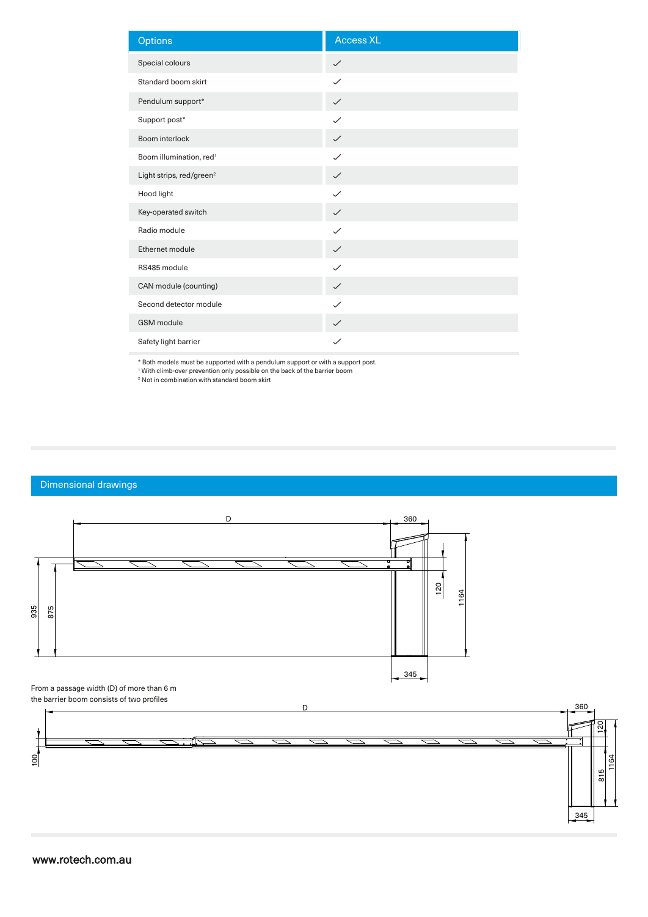| Options | Access XL |
|---|---|
| Special colours | ✓ |
| Standard boom skirt | ✓ |
| Pendulum support* | ✓ |
| Support post* | ✓ |
| Boom interlock | ✓ |
| Boom illumination, red[1] | ✓ |
| Light strips, red/green[2] | ✓ |
| Hood light | ✓ |
| Key-operated switch | ✓ |
| Radio module | ✓ |
| Ethernet module | ✓ |
| RS485 module | ✓ |
| CAN module (counting) | ✓ |
| Second detector module | ✓ |
| GSM module | ✓ |
| Safety light barrier | ✓ |

* Both models must be supported with a pendulum support or with a support post.
[1] With climb-over prevention only possible on the back of the barrier boom
[2] Not in combination with standard boom skirt

## Dimensional drawings

D
360
120
1164
935
875
345

From a passage width (D) of more than 6 m the barrier boom consists of two profiles

D
360
120
100
815
1164
345

www.rotech.com.au